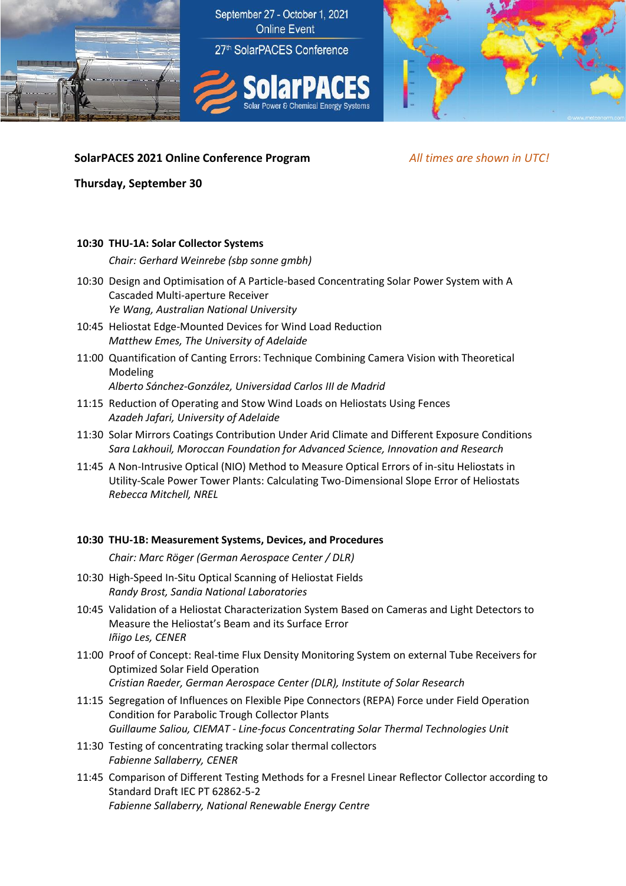September 27 - October 1, 2021
Online Event

27th SolarPACES Conference

SolarPACES
Solar Power & Chemical Energy Systems

**SolarPACES 2021 Online Conference Program**

*All times are shown in UTC!*

**Thursday, September 30**

**10:30 THU-1A: Solar Collector Systems**

*Chair: Gerhard Weinrebe (sbp sonne gmbh)*

10:30 Design and Optimisation of A Particle-based Concentrating Solar Power System with A Cascaded Multi-aperture Receiver
*Ye Wang, Australian National University*

10:45 Heliostat Edge-Mounted Devices for Wind Load Reduction
*Matthew Emes, The University of Adelaide*

11:00 Quantification of Canting Errors: Technique Combining Camera Vision with Theoretical Modeling
*Alberto Sánchez-González, Universidad Carlos III de Madrid*

11:15 Reduction of Operating and Stow Wind Loads on Heliostats Using Fences
*Azadeh Jafari, University of Adelaide*

11:30 Solar Mirrors Coatings Contribution Under Arid Climate and Different Exposure Conditions
*Sara Lakhouil, Moroccan Foundation for Advanced Science, Innovation and Research*

11:45 A Non-Intrusive Optical (NIO) Method to Measure Optical Errors of in-situ Heliostats in Utility-Scale Power Tower Plants: Calculating Two-Dimensional Slope Error of Heliostats
*Rebecca Mitchell, NREL*

**10:30 THU-1B: Measurement Systems, Devices, and Procedures**

*Chair: Marc Röger (German Aerospace Center / DLR)*

10:30 High-Speed In-Situ Optical Scanning of Heliostat Fields
*Randy Brost, Sandia National Laboratories*

10:45 Validation of a Heliostat Characterization System Based on Cameras and Light Detectors to Measure the Heliostat's Beam and its Surface Error
*Iñigo Les, CENER*

11:00 Proof of Concept: Real-time Flux Density Monitoring System on external Tube Receivers for Optimized Solar Field Operation
*Cristian Raeder, German Aerospace Center (DLR), Institute of Solar Research*

11:15 Segregation of Influences on Flexible Pipe Connectors (REPA) Force under Field Operation Condition for Parabolic Trough Collector Plants
*Guillaume Saliou, CIEMAT - Line-focus Concentrating Solar Thermal Technologies Unit*

11:30 Testing of concentrating tracking solar thermal collectors
*Fabienne Sallaberry, CENER*

11:45 Comparison of Different Testing Methods for a Fresnel Linear Reflector Collector according to Standard Draft IEC PT 62862-5-2
*Fabienne Sallaberry, National Renewable Energy Centre*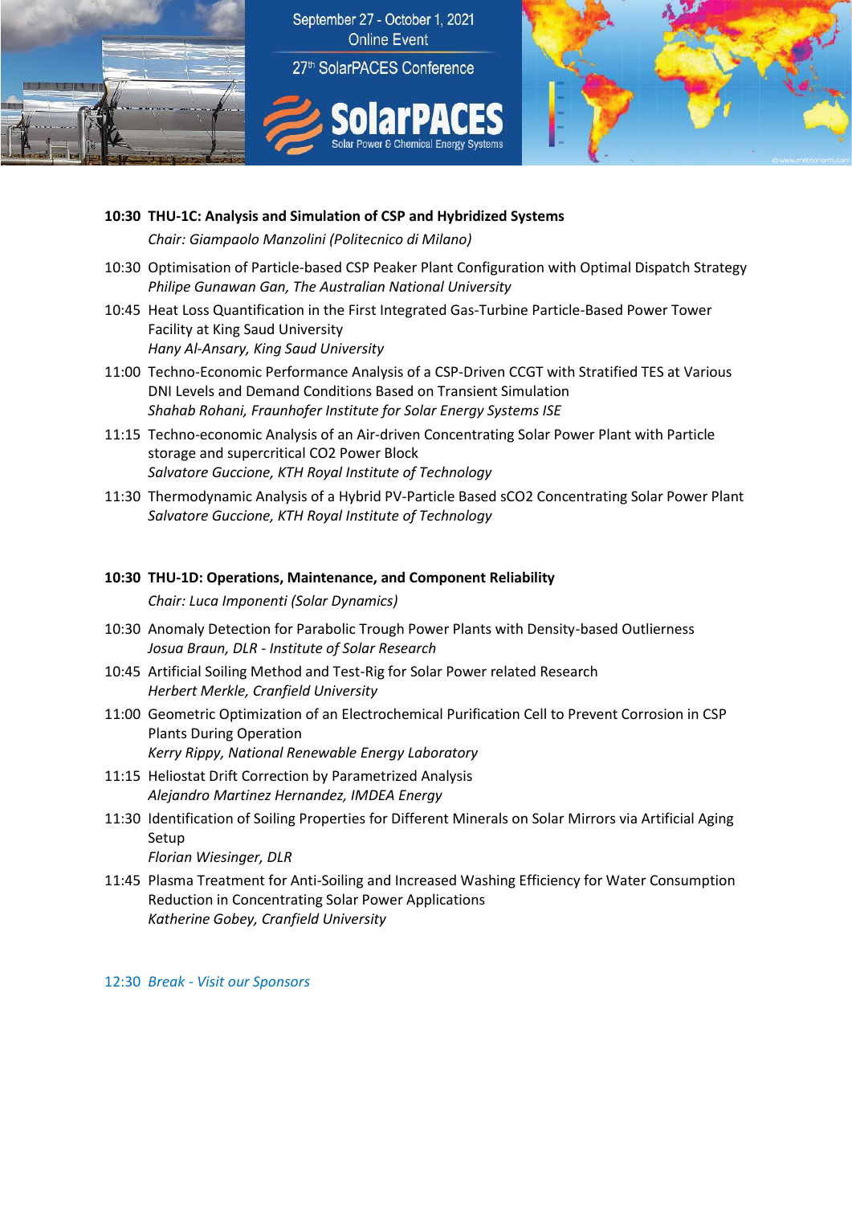**10:30 THU-1C: Analysis and Simulation of CSP and Hybridized Systems**

*Chair: Giampaolo Manzolini (Politecnico di Milano)*

10:30 Optimisation of Particle-based CSP Peaker Plant Configuration with Optimal Dispatch Strategy
*Philipe Gunawan Gan, The Australian National University*

10:45 Heat Loss Quantification in the First Integrated Gas-Turbine Particle-Based Power Tower Facility at King Saud University
*Hany Al-Ansary, King Saud University*

11:00 Techno-Economic Performance Analysis of a CSP-Driven CCGT with Stratified TES at Various DNI Levels and Demand Conditions Based on Transient Simulation
*Shahab Rohani, Fraunhofer Institute for Solar Energy Systems ISE*

11:15 Techno-economic Analysis of an Air-driven Concentrating Solar Power Plant with Particle storage and supercritical CO2 Power Block
*Salvatore Guccione, KTH Royal Institute of Technology*

11:30 Thermodynamic Analysis of a Hybrid PV-Particle Based sCO2 Concentrating Solar Power Plant
*Salvatore Guccione, KTH Royal Institute of Technology*

**10:30 THU-1D: Operations, Maintenance, and Component Reliability**

*Chair: Luca Imponenti (Solar Dynamics)*

10:30 Anomaly Detection for Parabolic Trough Power Plants with Density-based Outlierness
*Josua Braun, DLR - Institute of Solar Research*

10:45 Artificial Soiling Method and Test-Rig for Solar Power related Research
*Herbert Merkle, Cranfield University*

11:00 Geometric Optimization of an Electrochemical Purification Cell to Prevent Corrosion in CSP Plants During Operation
*Kerry Rippy, National Renewable Energy Laboratory*

11:15 Heliostat Drift Correction by Parametrized Analysis
*Alejandro Martinez Hernandez, IMDEA Energy*

11:30 Identification of Soiling Properties for Different Minerals on Solar Mirrors via Artificial Aging Setup
*Florian Wiesinger, DLR*

11:45 Plasma Treatment for Anti-Soiling and Increased Washing Efficiency for Water Consumption Reduction in Concentrating Solar Power Applications
*Katherine Gobey, Cranfield University*

12:30 *Break - Visit our Sponsors*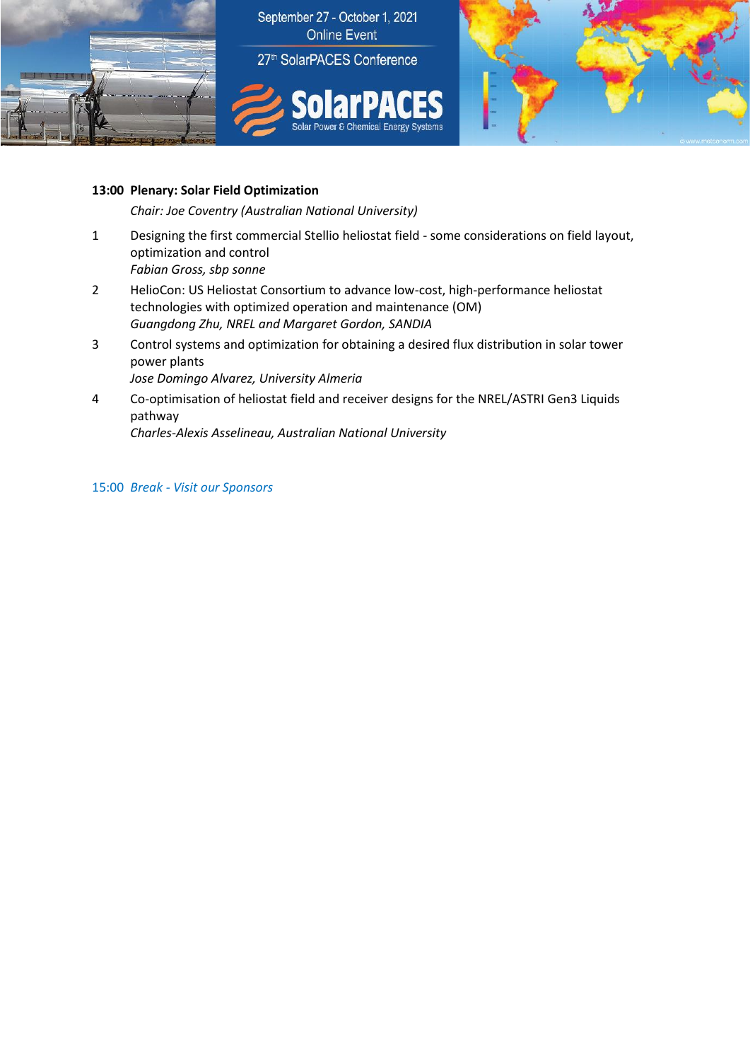**13:00 Plenary: Solar Field Optimization**

*Chair: Joe Coventry (Australian National University)*

1. Designing the first commercial Stellio heliostat field - some considerations on field layout, optimization and control
   *Fabian Gross, sbp sonne*
2. HelioCon: US Heliostat Consortium to advance low-cost, high-performance heliostat technologies with optimized operation and maintenance (OM)
   *Guangdong Zhu, NREL and Margaret Gordon, SANDIA*
3. Control systems and optimization for obtaining a desired flux distribution in solar tower power plants
   *Jose Domingo Alvarez, University Almeria*
4. Co-optimisation of heliostat field and receiver designs for the NREL/ASTRI Gen3 Liquids pathway
   *Charles-Alexis Asselineau, Australian National University*

15:00 *Break - Visit our Sponsors*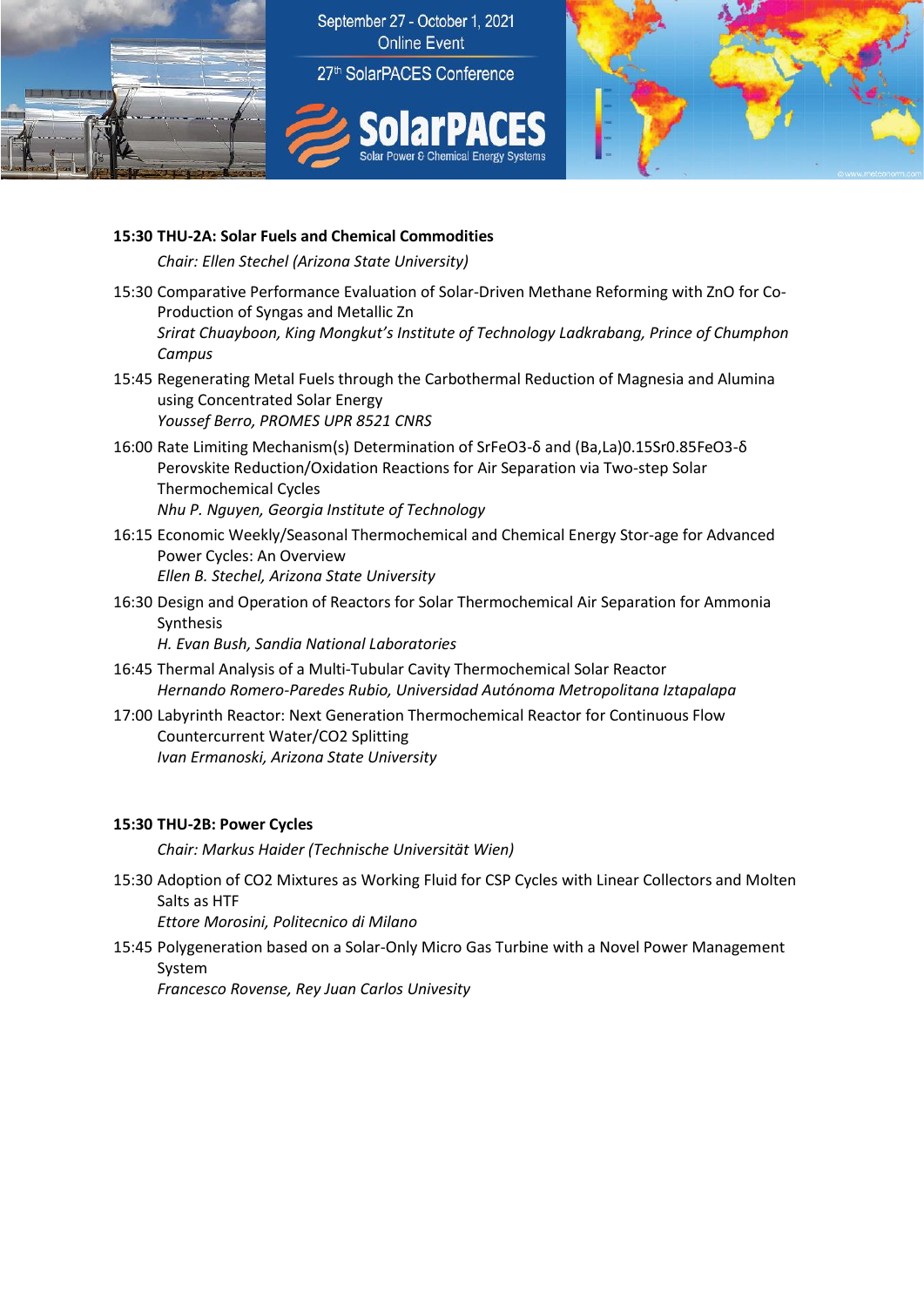**15:30 THU-2A: Solar Fuels and Chemical Commodities**

*Chair: Ellen Stechel (Arizona State University)*

15:30 Comparative Performance Evaluation of Solar-Driven Methane Reforming with ZnO for Co-Production of Syngas and Metallic Zn
*Srirat Chuayboon, King Mongkut's Institute of Technology Ladkrabang, Prince of Chumphon Campus*

15:45 Regenerating Metal Fuels through the Carbothermal Reduction of Magnesia and Alumina using Concentrated Solar Energy
*Youssef Berro, PROMES UPR 8521 CNRS*

16:00 Rate Limiting Mechanism(s) Determination of $SrFeO_{3-\delta}$ and $(Ba,La)_{0.15}Sr_{0.85}FeO_{3-\delta}$ Perovskite Reduction/Oxidation Reactions for Air Separation via Two-step Solar Thermochemical Cycles
*Nhu P. Nguyen, Georgia Institute of Technology*

16:15 Economic Weekly/Seasonal Thermochemical and Chemical Energy Stor-age for Advanced Power Cycles: An Overview
*Ellen B. Stechel, Arizona State University*

16:30 Design and Operation of Reactors for Solar Thermochemical Air Separation for Ammonia Synthesis
*H. Evan Bush, Sandia National Laboratories*

16:45 Thermal Analysis of a Multi-Tubular Cavity Thermochemical Solar Reactor
*Hernando Romero-Paredes Rubio, Universidad Autónoma Metropolitana Iztapalapa*

17:00 Labyrinth Reactor: Next Generation Thermochemical Reactor for Continuous Flow Countercurrent Water/$CO_2$ Splitting
*Ivan Ermanoski, Arizona State University*

**15:30 THU-2B: Power Cycles**

*Chair: Markus Haider (Technische Universität Wien)*

15:30 Adoption of $CO_2$ Mixtures as Working Fluid for CSP Cycles with Linear Collectors and Molten Salts as HTF
*Ettore Morosini, Politecnico di Milano*

15:45 Polygeneration based on a Solar-Only Micro Gas Turbine with a Novel Power Management System
*Francesco Rovense, Rey Juan Carlos Univesity*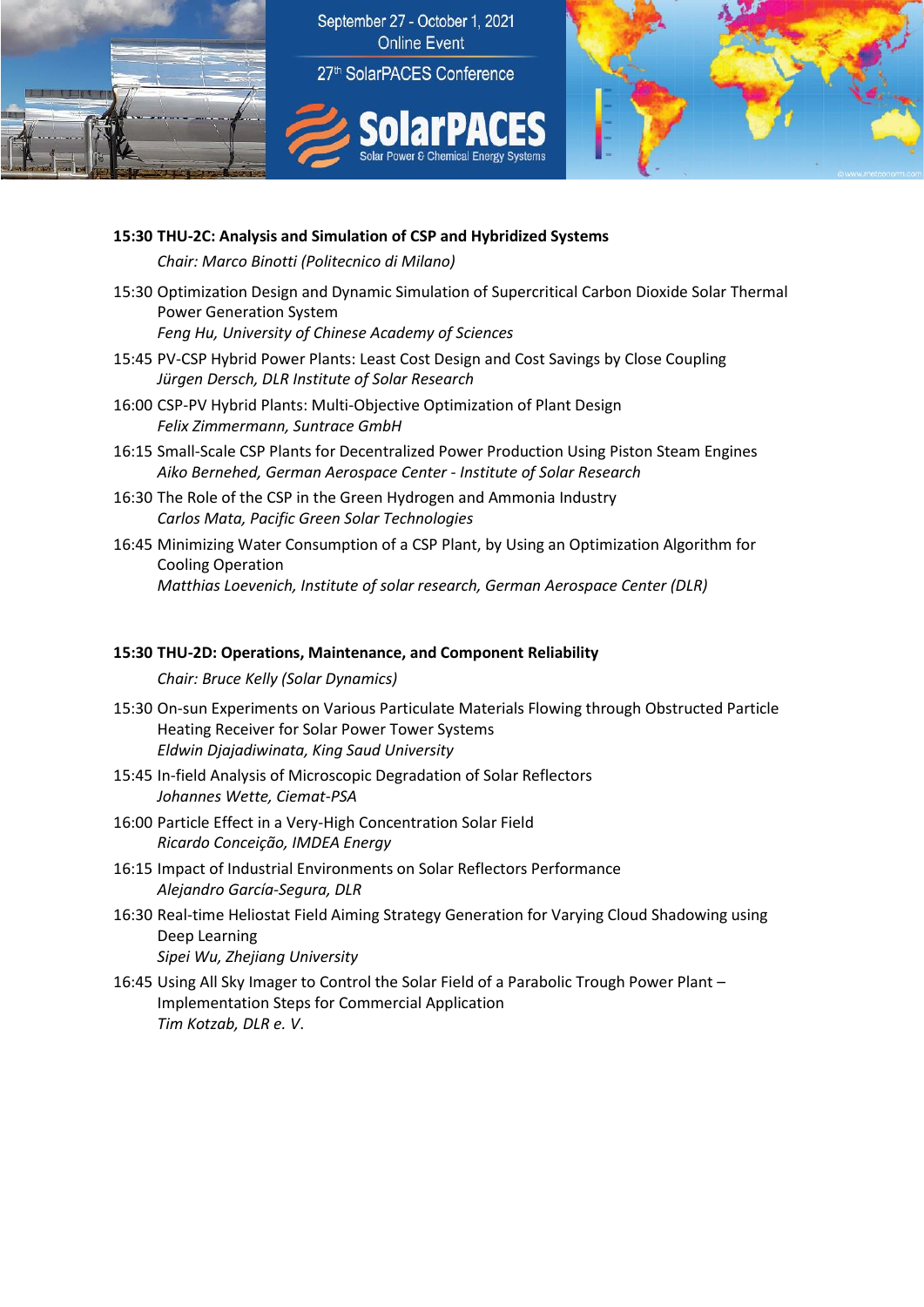**15:30 THU-2C: Analysis and Simulation of CSP and Hybridized Systems**

*Chair: Marco Binotti (Politecnico di Milano)*

15:30 Optimization Design and Dynamic Simulation of Supercritical Carbon Dioxide Solar Thermal Power Generation System
*Feng Hu, University of Chinese Academy of Sciences*

15:45 PV-CSP Hybrid Power Plants: Least Cost Design and Cost Savings by Close Coupling
*Jürgen Dersch, DLR Institute of Solar Research*

16:00 CSP-PV Hybrid Plants: Multi-Objective Optimization of Plant Design
*Felix Zimmermann, Suntrace GmbH*

16:15 Small-Scale CSP Plants for Decentralized Power Production Using Piston Steam Engines
*Aiko Bernehed, German Aerospace Center - Institute of Solar Research*

16:30 The Role of the CSP in the Green Hydrogen and Ammonia Industry
*Carlos Mata, Pacific Green Solar Technologies*

16:45 Minimizing Water Consumption of a CSP Plant, by Using an Optimization Algorithm for Cooling Operation
*Matthias Loevenich, Institute of solar research, German Aerospace Center (DLR)*

**15:30 THU-2D: Operations, Maintenance, and Component Reliability**

*Chair: Bruce Kelly (Solar Dynamics)*

15:30 On-sun Experiments on Various Particulate Materials Flowing through Obstructed Particle Heating Receiver for Solar Power Tower Systems
*Eldwin Djajadiwinata, King Saud University*

15:45 In-field Analysis of Microscopic Degradation of Solar Reflectors
*Johannes Wette, Ciemat-PSA*

16:00 Particle Effect in a Very-High Concentration Solar Field
*Ricardo Conceição, IMDEA Energy*

16:15 Impact of Industrial Environments on Solar Reflectors Performance
*Alejandro García-Segura, DLR*

16:30 Real-time Heliostat Field Aiming Strategy Generation for Varying Cloud Shadowing using Deep Learning
*Sipei Wu, Zhejiang University*

16:45 Using All Sky Imager to Control the Solar Field of a Parabolic Trough Power Plant – Implementation Steps for Commercial Application
*Tim Kotzab, DLR e. V.*